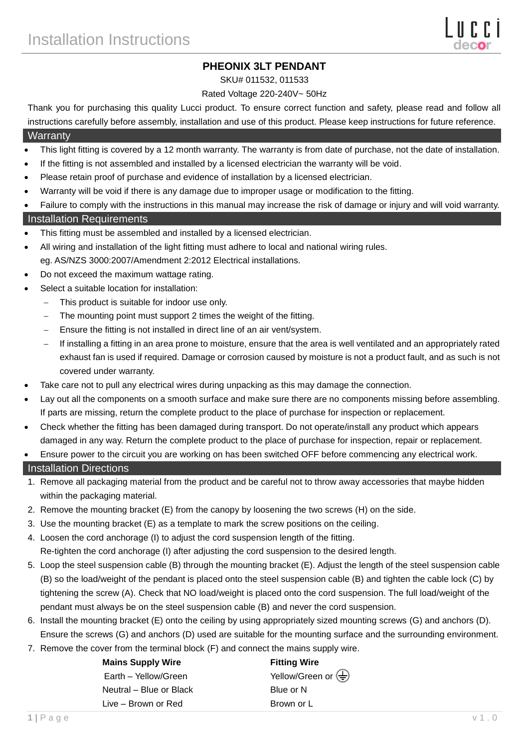# Installation Instructions

## PHEONIX 3LT PENDANT

SKU# 011532, 011533

Rated Voltage 220-240V~ 50Hz

Thank you for purchasing this quality Lucci product. To ensure correct function and safety, please read and follow all instructions carefully before assembly, installation and use of this product. Please keep instructions for future reference.

### Warranty

- This light fitting is covered by a 12 month warranty. The warranty is from date of purchase, not the date of installation.
- If the fitting is not assembled and installed by a licensed electrician the warranty will be void.
- Please retain proof of purchase and evidence of installation by a licensed electrician.
- Warranty will be void if there is any damage due to improper usage or modification to the fitting.
- Failure to comply with the instructions in this manual may increase the risk of damage or injury and will void warranty.

### Installation Requirements

- This fitting must be assembled and installed by a licensed electrician.
- All wiring and installation of the light fitting must adhere to local and national wiring rules.
  eg. AS/NZS 3000:2007/Amendment 2:2012 Electrical installations.
- Do not exceed the maximum wattage rating.
- Select a suitable location for installation:
  - This product is suitable for indoor use only.
  - The mounting point must support 2 times the weight of the fitting.
  - Ensure the fitting is not installed in direct line of an air vent/system.
  - If installing a fitting in an area prone to moisture, ensure that the area is well ventilated and an appropriately rated exhaust fan is used if required. Damage or corrosion caused by moisture is not a product fault, and as such is not covered under warranty.
- Take care not to pull any electrical wires during unpacking as this may damage the connection.
- Lay out all the components on a smooth surface and make sure there are no components missing before assembling. If parts are missing, return the complete product to the place of purchase for inspection or replacement.
- Check whether the fitting has been damaged during transport. Do not operate/install any product which appears damaged in any way. Return the complete product to the place of purchase for inspection, repair or replacement.
- Ensure power to the circuit you are working on has been switched OFF before commencing any electrical work.

### Installation Directions

1. Remove all packaging material from the product and be careful not to throw away accessories that maybe hidden within the packaging material.
2. Remove the mounting bracket (E) from the canopy by loosening the two screws (H) on the side.
3. Use the mounting bracket (E) as a template to mark the screw positions on the ceiling.
4. Loosen the cord anchorage (I) to adjust the cord suspension length of the fitting.
   Re-tighten the cord anchorage (I) after adjusting the cord suspension to the desired length.
5. Loop the steel suspension cable (B) through the mounting bracket (E). Adjust the length of the steel suspension cable (B) so the load/weight of the pendant is placed onto the steel suspension cable (B) and tighten the cable lock (C) by tightening the screw (A). Check that NO load/weight is placed onto the cord suspension. The full load/weight of the pendant must always be on the steel suspension cable (B) and never the cord suspension.
6. Install the mounting bracket (E) onto the ceiling by using appropriately sized mounting screws (G) and anchors (D). Ensure the screws (G) and anchors (D) used are suitable for the mounting surface and the surrounding environment.
7. Remove the cover from the terminal block (F) and connect the mains supply wire.

| Mains Supply Wire | Fitting Wire |
|---|---|
| Earth – Yellow/Green | Yellow/Green or ⏚ |
| Neutral – Blue or Black | Blue or N |
| Live – Brown or Red | Brown or L |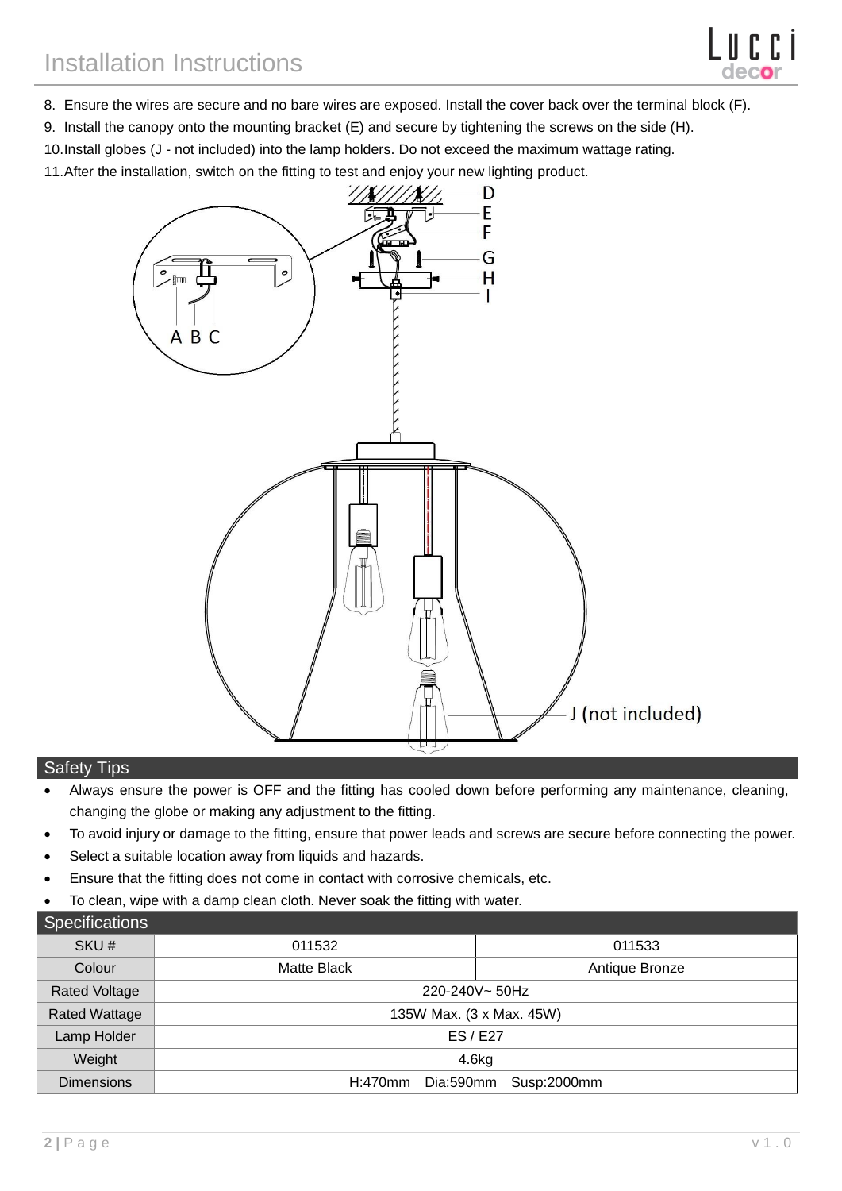# Installation Instructions

8. Ensure the wires are secure and no bare wires are exposed. Install the cover back over the terminal block (F).
9. Install the canopy onto the mounting bracket (E) and secure by tightening the screws on the side (H).
10. Install globes (J - not included) into the lamp holders. Do not exceed the maximum wattage rating.
11. After the installation, switch on the fitting to test and enjoy your new lighting product.

D
E
F
G
H
I
A B C
J (not included)

## Safety Tips

- Always ensure the power is OFF and the fitting has cooled down before performing any maintenance, cleaning, changing the globe or making any adjustment to the fitting.
- To avoid injury or damage to the fitting, ensure that power leads and screws are secure before connecting the power.
- Select a suitable location away from liquids and hazards.
- Ensure that the fitting does not come in contact with corrosive chemicals, etc.
- To clean, wipe with a damp clean cloth. Never soak the fitting with water.

## Specifications

| | | |
|---|---|---|
| SKU # | 011532 | 011533 |
| Colour | Matte Black | Antique Bronze |
| Rated Voltage | 220-240V~ 50Hz | |
| Rated Wattage | 135W Max. (3 x Max. 45W) | |
| Lamp Holder | ES / E27 | |
| Weight | 4.6kg | |
| Dimensions | H:470mm Dia:590mm Susp:2000mm | |